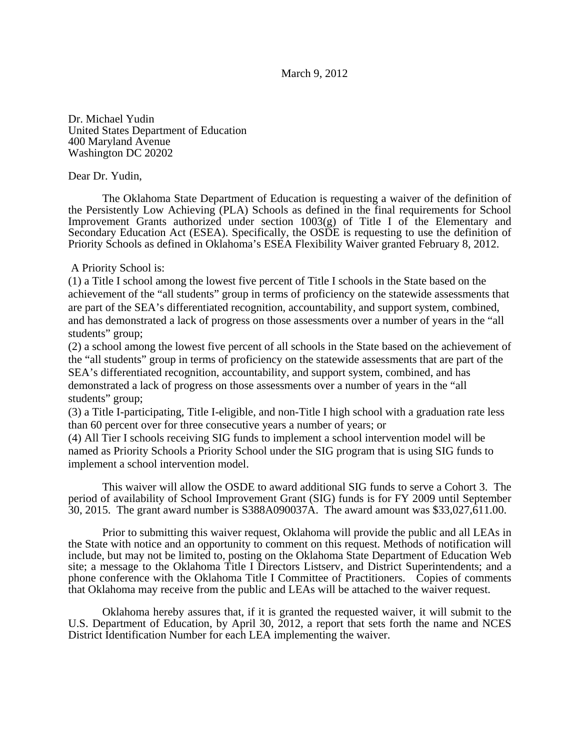March 9, 2012

Dr. Michael Yudin
United States Department of Education
400 Maryland Avenue
Washington DC 20202

Dear Dr. Yudin,

The Oklahoma State Department of Education is requesting a waiver of the definition of the Persistently Low Achieving (PLA) Schools as defined in the final requirements for School Improvement Grants authorized under section 1003(g) of Title I of the Elementary and Secondary Education Act (ESEA). Specifically, the OSDE is requesting to use the definition of Priority Schools as defined in Oklahoma's ESEA Flexibility Waiver granted February 8, 2012.

A Priority School is:

(1) a Title I school among the lowest five percent of Title I schools in the State based on the achievement of the "all students" group in terms of proficiency on the statewide assessments that are part of the SEA's differentiated recognition, accountability, and support system, combined, and has demonstrated a lack of progress on those assessments over a number of years in the "all students" group;

(2) a school among the lowest five percent of all schools in the State based on the achievement of the "all students" group in terms of proficiency on the statewide assessments that are part of the SEA's differentiated recognition, accountability, and support system, combined, and has demonstrated a lack of progress on those assessments over a number of years in the "all students" group;

(3) a Title I-participating, Title I-eligible, and non-Title I high school with a graduation rate less than 60 percent over for three consecutive years a number of years; or

(4) All Tier I schools receiving SIG funds to implement a school intervention model will be named as Priority Schools a Priority School under the SIG program that is using SIG funds to implement a school intervention model.

This waiver will allow the OSDE to award additional SIG funds to serve a Cohort 3. The period of availability of School Improvement Grant (SIG) funds is for FY 2009 until September 30, 2015. The grant award number is S388A090037A. The award amount was $33,027,611.00.

Prior to submitting this waiver request, Oklahoma will provide the public and all LEAs in the State with notice and an opportunity to comment on this request. Methods of notification will include, but may not be limited to, posting on the Oklahoma State Department of Education Web site; a message to the Oklahoma Title I Directors Listserv, and District Superintendents; and a phone conference with the Oklahoma Title I Committee of Practitioners. Copies of comments that Oklahoma may receive from the public and LEAs will be attached to the waiver request.

Oklahoma hereby assures that, if it is granted the requested waiver, it will submit to the U.S. Department of Education, by April 30, 2012, a report that sets forth the name and NCES District Identification Number for each LEA implementing the waiver.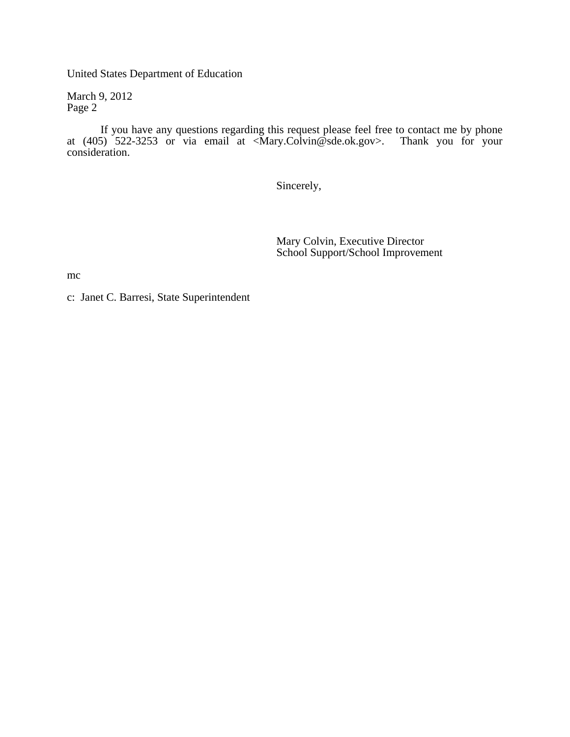If you have any questions regarding this request please feel free to contact me by phone at (405) 522-3253 or via email at <Mary.Colvin@sde.ok.gov>. Thank you for your consideration.

Sincerely,

Mary Colvin, Executive Director
School Support/School Improvement

mc

c: Janet C. Barresi, State Superintendent